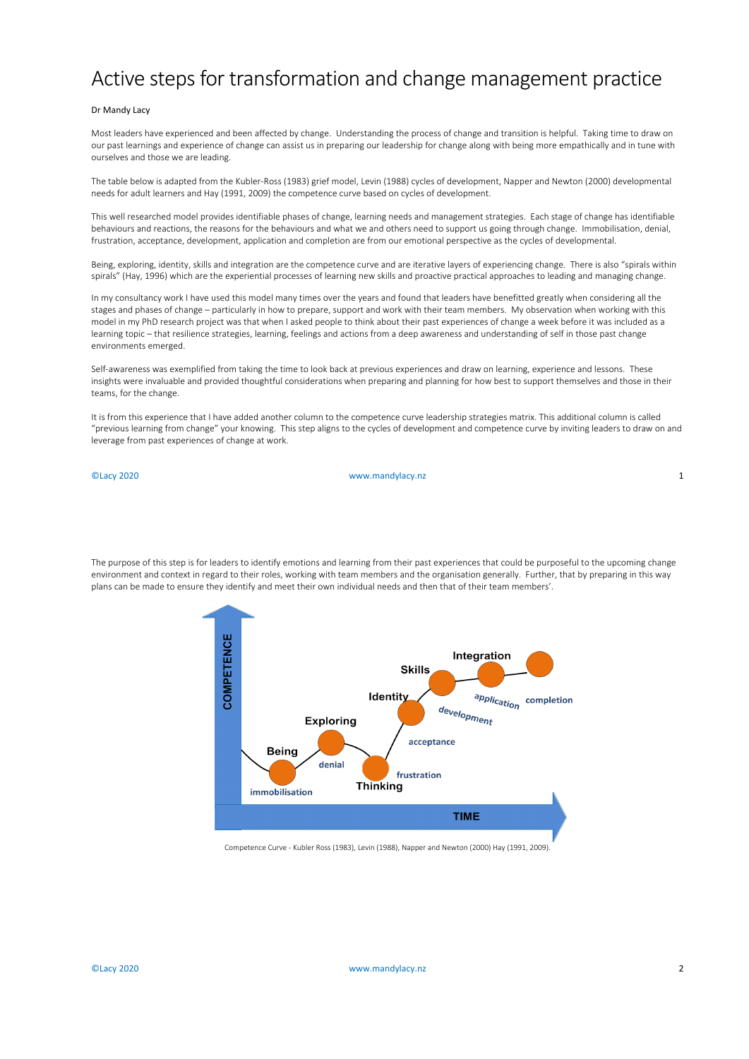# Active steps for transformation and change management practice

Dr Mandy Lacy

Most leaders have experienced and been affected by change. Understanding the process of change and transition is helpful. Taking time to draw on our past learnings and experience of change can assist us in preparing our leadership for change along with being more empathically and in tune with ourselves and those we are leading.

The table below is adapted from the Kubler-Ross (1983) grief model, Levin (1988) cycles of development, Napper and Newton (2000) developmental needs for adult learners and Hay (1991, 2009) the competence curve based on cycles of development.

This well researched model provides identifiable phases of change, learning needs and management strategies. Each stage of change has identifiable behaviours and reactions, the reasons for the behaviours and what we and others need to support us going through change. Immobilisation, denial, frustration, acceptance, development, application and completion are from our emotional perspective as the cycles of developmental.

Being, exploring, identity, skills and integration are the competence curve and are iterative layers of experiencing change. There is also "spirals within spirals" (Hay, 1996) which are the experiential processes of learning new skills and proactive practical approaches to leading and managing change.

In my consultancy work I have used this model many times over the years and found that leaders have benefitted greatly when considering all the stages and phases of change – particularly in how to prepare, support and work with their team members. My observation when working with this model in my PhD research project was that when I asked people to think about their past experiences of change a week before it was included as a learning topic – that resilience strategies, learning, feelings and actions from a deep awareness and understanding of self in those past change environments emerged.

Self-awareness was exemplified from taking the time to look back at previous experiences and draw on learning, experience and lessons. These insights were invaluable and provided thoughtful considerations when preparing and planning for how best to support themselves and those in their teams, for the change.

It is from this experience that I have added another column to the competence curve leadership strategies matrix. This additional column is called "previous learning from change" your knowing. This step aligns to the cycles of development and competence curve by inviting leaders to draw on and leverage from past experiences of change at work.

The purpose of this step is for leaders to identify emotions and learning from their past experiences that could be purposeful to the upcoming change environment and context in regard to their roles, working with team members and the organisation generally. Further, that by preparing in this way plans can be made to ensure they identify and meet their own individual needs and then that of their team members'.

Competence Curve - Kubler Ross (1983), Levin (1988), Napper and Newton (2000) Hay (1991, 2009).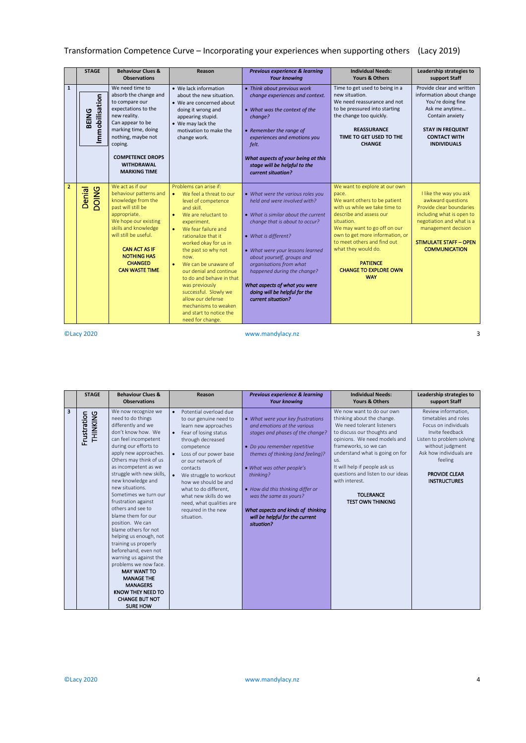# Transformation Competence Curve – Incorporating your experiences when supporting others (Lacy 2019)

| | STAGE | Behaviour Clues & Observations | Reason | *Previous experience & learning Your knowing* | Individual Needs: Yours & Others | Leadership strategies to support Staff |
|---|---|---|---|---|---|---|
| 1 | BEING Immobilisation | We need time to absorb the change and to compare our expectations to the new reality. Can appear to be marking time, doing nothing, maybe not coping. **COMPETENCE DROPS WITHDRAWAL MARKING TIME** | • We lack information about the new situation. • We are concerned about doing it wrong and appearing stupid. • We may lack the motivation to make the change work. | • *Think about previous work change experiences and context.* • *What was the context of the change?* • *Remember the range of experiences and emotions you felt.* ***What aspects of your being at this stage will be helpful to the current situation?*** | Time to get used to being in a new situation. We need reassurance and not to be pressured into starting the change too quickly. **REASSURANCE TIME TO GET USED TO THE CHANGE** | Provide clear and written information about change You're doing fine Ask me anytime… Contain anxiety **STAY IN FREQUENT CONTACT WITH INDIVIDUALS** |
| 2 | Denial DOING | We act as if our behaviour patterns and knowledge from the past will still be appropriate. We hope our existing skills and knowledge will still be useful. **CAN ACT AS IF NOTHING HAS CHANGED CAN WASTE TIME** | Problems can arise if: • We feel a threat to our level of competence and skill. • We are reluctant to experiment. • We fear failure and rationalize that it worked okay for us in the past so why not now. • We can be unaware of our denial and continue to do and behave in that was previously successful. Slowly we allow our defense mechanisms to weaken and start to notice the need for change. | • *What were the various roles you held and were involved with?* • *What is similar about the current change that is about to occur?* • *What is different?* • *What were your lessons learned about yourself, groups and organisations from what happened during the change?* ***What aspects of what you were doing will be helpful for the current situation?*** | We want to explore at our own pace. We want others to be patient with us while we take time to describe and assess our situation. We may want to go off on our own to get more information, or to meet others and find out what they would do. **PATIENCE CHANGE TO EXPLORE OWN WAY** | I like the way you ask awkward questions Provide clear boundaries including what is open to negotiation and what is a management decision **STIMULATE STAFF – OPEN COMMUNICATION** |
| 3 | Frustration THINKING | We now recognize we need to do things differently and we don't know how. We can feel incompetent during our efforts to apply new approaches. Others may think of us as incompetent as we struggle with new skills, new knowledge and new situations. Sometimes we turn our frustration against others and see to blame them for our position. We can blame others for not helping us enough, not training us properly beforehand, even not warning us against the problems we now face. **MAY WANT TO MANAGE THE MANAGERS KNOW THEY NEED TO CHANGE BUT NOT SURE HOW** | • Potential overload due to our genuine need to learn new approaches • Fear of losing status through decreased competence • Loss of our power base or our network of contacts • We struggle to workout how we should be and what to do different, what new skills do we need, what qualities are required in the new situation. | • *What were your key frustrations and emotions at the various stages and phases of the change?* • *Do you remember repetitive themes of thinking (and feeling)?* • *What was other people's thinking?* • *How did this thinking differ or was the same as yours?* ***What aspects and kinds of thinking will be helpful for the current situation?*** | We now want to do our own thinking about the change. We need tolerant listeners to discuss our thoughts and opinions. We need models and frameworks, so we can understand what is going on for us. It will help if people ask us questions and listen to our ideas with interest. **TOLERANCE TEST OWN THINKING** | Review information, timetables and roles Focus on individuals Invite feedback Listen to problem solving without judgment Ask how individuals are feeling **PROVIDE CLEAR INSTRUCTURES** |

©Lacy 2020 www.mandylacy.nz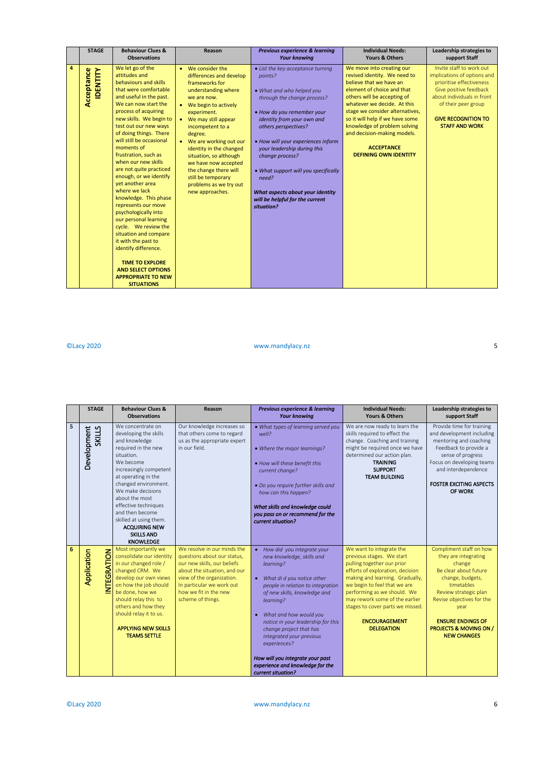| | STAGE | Behaviour Clues & Observations | Reason | *Previous experience & learning Your knowing* | Individual Needs: Yours & Others | Leadership strategies to support Staff |
|---|---|---|---|---|---|---|
| 4 | Acceptance **IDENTITY** | We let go of the attitudes and behaviours and skills that were comfortable and useful in the past. We can now start the process of acquiring new skills. We begin to test out our new ways of doing things. There will still be occasional moments of frustration, such as when our new skills are not quite practiced enough, or we identify yet another area where we lack knowledge. This phase represents our move psychologically into our personal learning cycle. We review the situation and compare it with the past to identify difference. **TIME TO EXPLORE AND SELECT OPTIONS APPROPRIATE TO NEW SITUATIONS** | • We consider the differences and develop frameworks for understanding where we are now. • We begin to actively experiment. • We may still appear incompetent to a degree. • We are working out our identity in the changed situation, so although we have now accepted the change there will still be temporary problems as we try out new approaches. | • *List the key acceptance turning points?* • *What and who helped you through the change process?* • *How do you remember your identity from your own and others perspectives?* • *How will your experiences inform your leadership during this change process?* • *What support will you specifically need?* ***What aspects about your identity will be helpful for the current situation?*** | We move into creating our revised identity. We need to believe that we have an element of choice and that others will be accepting of whatever we decide. At this stage we consider alternatives, so it will help if we have some knowledge of problem solving and decision-making models. **ACCEPTANCE DEFINING OWN IDENTITY** | Invite staff to work out implications of options and prioritise effectiveness. Give positive feedback about individuals in front of their peer group. **GIVE RECOGNITION TO STAFF AND WORK** |
| 5 | Development **SKILLS** | We concentrate on developing the skills and knowledge required in the new situation. We become increasingly competent at operating in the changed environment. We make decisions about the most effective techniques and then become skilled at using them. **ACQUIRING NEW SKILLS AND KNOWLEDGE** | Our knowledge increases so that others come to regard us as the appropriate expert in our field. | • *What types of learning served you well?* • *Where the major learnings?* • *How will these benefit this current change?* • *Do you require further skills and how can this happen?* ***What skills and knowledge could you pass on or recommend for the current situation?*** | We are now ready to learn the skills required to effect the change. Coaching and training might be required once we have determined our action plan. **TRAINING SUPPORT TEAM BUILDING** | Provide time for training and development including mentoring and coaching. Feedback to provide a sense of progress. Focus on developing teams and interdependence. **FOSTER EXCITING ASPECTS OF WORK** |
| 6 | Application **INTEGRATION** | Most importantly we consolidate our identity in our changed role / changed CRM. We develop our own views on how the job should be done, how we should relay this to others and how they should relay it to us. **APPLYING NEW SKILLS TEAMS SETTLE** | We resolve in our minds the questions about our status, our new skills, our beliefs about the situation, and our view of the organization. In particular we work out how we fit in the new scheme of things. | • *How did you integrate your new knowledge, skills and learning?* • *What did you notice other people in relation to integration of new skills, knowledge and learning?* • *What and how would you notice in your leadership for this change project that has integrated your previous experiences?* ***How will you integrate your past experience and knowledge for the current situation?*** | We want to integrate the previous stages. We start pulling together our prior efforts of exploration, decision making and learning. Gradually, we begin to feel that we are performing as we should. We may rework some of the earlier stages to cover parts we missed. **ENCOURAGEMENT DELEGATION** | Compliment staff on how they are integrating change. Be clear about future change, budgets, timetables. Revise objectives for the year. **ENSURE ENDINGS OF PROJECTS & MOVING ON / NEW CHANGES** |

©Lacy 2020 www.mandylacy.nz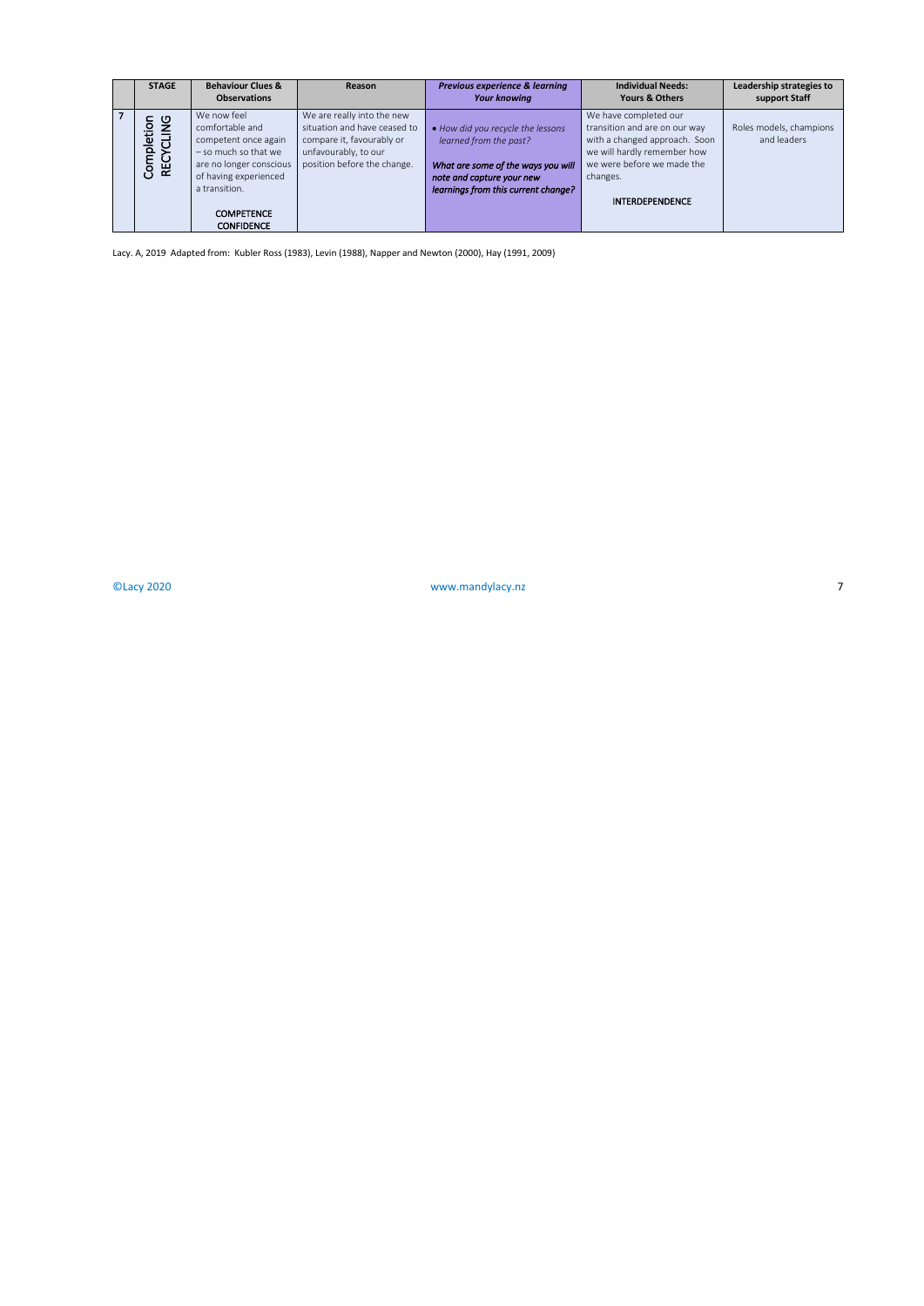| | STAGE | Behaviour Clues & Observations | Reason | *Previous experience & learning Your knowing* | Individual Needs: Yours & Others | Leadership strategies to support Staff |
|---|---|---|---|---|---|---|
| 7 | Completion RECYCLING | We now feel comfortable and competent once again – so much so that we are no longer conscious of having experienced a transition. COMPETENCE CONFIDENCE | We are really into the new situation and have ceased to compare it, favourably or unfavourably, to our position before the change. | • *How did you recycle the lessons learned from the past?* ***What are some of the ways you will note and capture your new learnings from this current change?*** | We have completed our transition and are on our way with a changed approach. Soon we will hardly remember how we were before we made the changes. INTERDEPENDENCE | Roles models, champions and leaders |

Lacy. A, 2019 Adapted from: Kubler Ross (1983), Levin (1988), Napper and Newton (2000), Hay (1991, 2009)